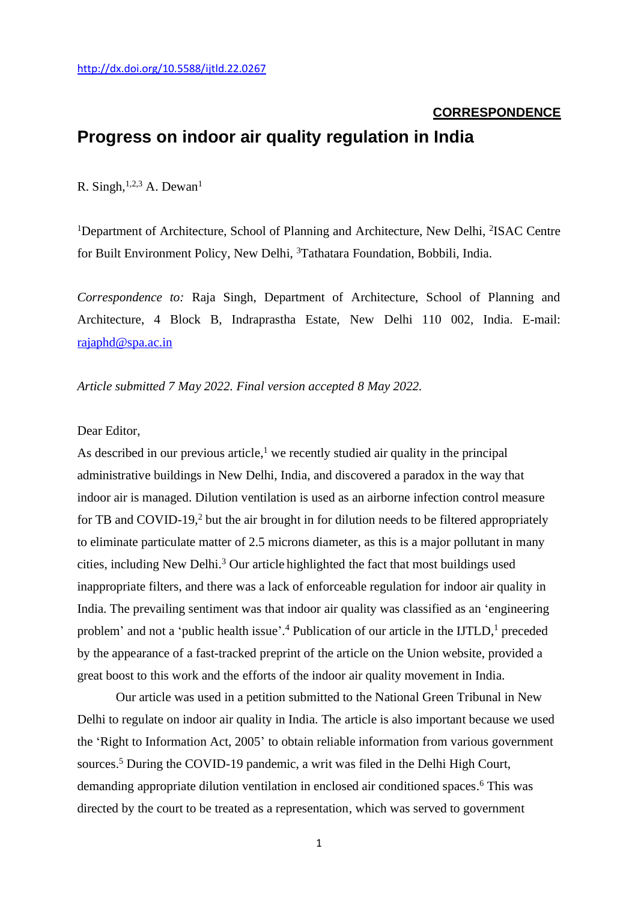http://dx.doi.org/10.5588/ijtld.22.0267

**CORRESPONDENCE**

# Progress on indoor air quality regulation in India

R. Singh,[1,2,3] A. Dewan[1]

[1]Department of Architecture, School of Planning and Architecture, New Delhi, [2]ISAC Centre for Built Environment Policy, New Delhi, [3]Tathatara Foundation, Bobbili, India.

*Correspondence to:* Raja Singh, Department of Architecture, School of Planning and Architecture, 4 Block B, Indraprastha Estate, New Delhi 110 002, India. E-mail: rajaphd@spa.ac.in

*Article submitted 7 May 2022. Final version accepted 8 May 2022.*

Dear Editor,

As described in our previous article,[1] we recently studied air quality in the principal administrative buildings in New Delhi, India, and discovered a paradox in the way that indoor air is managed. Dilution ventilation is used as an airborne infection control measure for TB and COVID-19,[2] but the air brought in for dilution needs to be filtered appropriately to eliminate particulate matter of 2.5 microns diameter, as this is a major pollutant in many cities, including New Delhi.[3] Our article highlighted the fact that most buildings used inappropriate filters, and there was a lack of enforceable regulation for indoor air quality in India. The prevailing sentiment was that indoor air quality was classified as an 'engineering problem' and not a 'public health issue'.[4] Publication of our article in the IJTLD,[1] preceded by the appearance of a fast-tracked preprint of the article on the Union website, provided a great boost to this work and the efforts of the indoor air quality movement in India.

Our article was used in a petition submitted to the National Green Tribunal in New Delhi to regulate on indoor air quality in India. The article is also important because we used the 'Right to Information Act, 2005' to obtain reliable information from various government sources.[5] During the COVID-19 pandemic, a writ was filed in the Delhi High Court, demanding appropriate dilution ventilation in enclosed air conditioned spaces.[6] This was directed by the court to be treated as a representation, which was served to government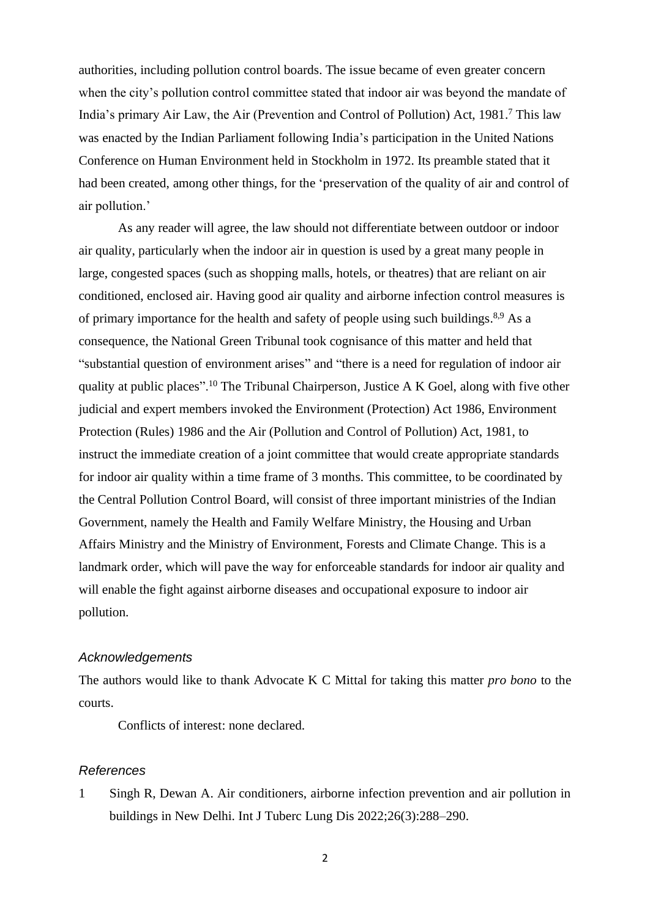authorities, including pollution control boards. The issue became of even greater concern when the city's pollution control committee stated that indoor air was beyond the mandate of India's primary Air Law, the Air (Prevention and Control of Pollution) Act, 1981.[7] This law was enacted by the Indian Parliament following India's participation in the United Nations Conference on Human Environment held in Stockholm in 1972. Its preamble stated that it had been created, among other things, for the 'preservation of the quality of air and control of air pollution.'

As any reader will agree, the law should not differentiate between outdoor or indoor air quality, particularly when the indoor air in question is used by a great many people in large, congested spaces (such as shopping malls, hotels, or theatres) that are reliant on air conditioned, enclosed air. Having good air quality and airborne infection control measures is of primary importance for the health and safety of people using such buildings.[8,9] As a consequence, the National Green Tribunal took cognisance of this matter and held that "substantial question of environment arises" and "there is a need for regulation of indoor air quality at public places".[10] The Tribunal Chairperson, Justice A K Goel, along with five other judicial and expert members invoked the Environment (Protection) Act 1986, Environment Protection (Rules) 1986 and the Air (Pollution and Control of Pollution) Act, 1981, to instruct the immediate creation of a joint committee that would create appropriate standards for indoor air quality within a time frame of 3 months. This committee, to be coordinated by the Central Pollution Control Board, will consist of three important ministries of the Indian Government, namely the Health and Family Welfare Ministry, the Housing and Urban Affairs Ministry and the Ministry of Environment, Forests and Climate Change. This is a landmark order, which will pave the way for enforceable standards for indoor air quality and will enable the fight against airborne diseases and occupational exposure to indoor air pollution.

### *Acknowledgements*

The authors would like to thank Advocate K C Mittal for taking this matter *pro bono* to the courts.

Conflicts of interest: none declared.

### *References*

1 Singh R, Dewan A. Air conditioners, airborne infection prevention and air pollution in buildings in New Delhi. Int J Tuberc Lung Dis 2022;26(3):288–290.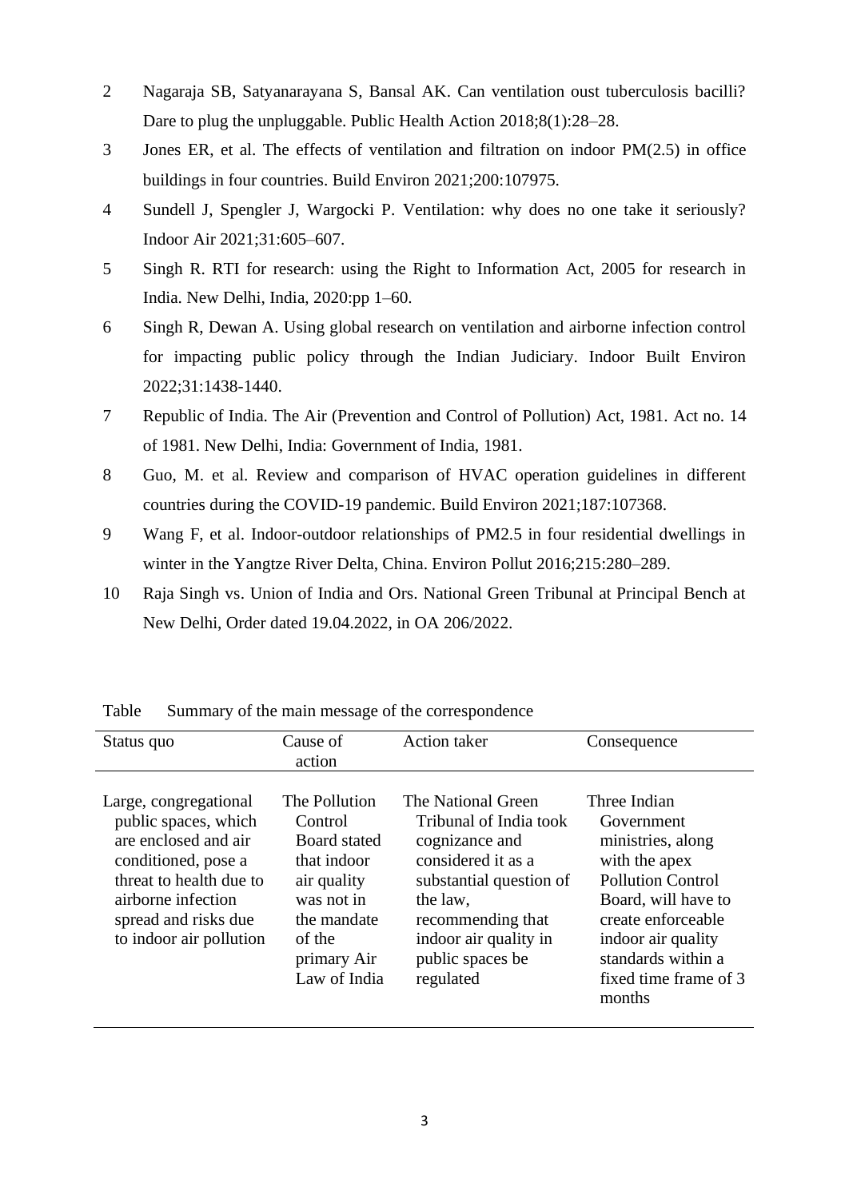2. Nagaraja SB, Satyanarayana S, Bansal AK. Can ventilation oust tuberculosis bacilli? Dare to plug the unpluggable. Public Health Action 2018;8(1):28–28.
3. Jones ER, et al. The effects of ventilation and filtration on indoor PM(2.5) in office buildings in four countries. Build Environ 2021;200:107975.
4. Sundell J, Spengler J, Wargocki P. Ventilation: why does no one take it seriously? Indoor Air 2021;31:605–607.
5. Singh R. RTI for research: using the Right to Information Act, 2005 for research in India. New Delhi, India, 2020:pp 1–60.
6. Singh R, Dewan A. Using global research on ventilation and airborne infection control for impacting public policy through the Indian Judiciary. Indoor Built Environ 2022;31:1438-1440.
7. Republic of India. The Air (Prevention and Control of Pollution) Act, 1981. Act no. 14 of 1981. New Delhi, India: Government of India, 1981.
8. Guo, M. et al. Review and comparison of HVAC operation guidelines in different countries during the COVID-19 pandemic. Build Environ 2021;187:107368.
9. Wang F, et al. Indoor-outdoor relationships of PM2.5 in four residential dwellings in winter in the Yangtze River Delta, China. Environ Pollut 2016;215:280–289.
10. Raja Singh vs. Union of India and Ors. National Green Tribunal at Principal Bench at New Delhi, Order dated 19.04.2022, in OA 206/2022.

Table Summary of the main message of the correspondence

| Status quo | Cause of action | Action taker | Consequence |
|---|---|---|---|
| Large, congregational public spaces, which are enclosed and air conditioned, pose a threat to health due to airborne infection spread and risks due to indoor air pollution | The Pollution Control Board stated that indoor air quality was not in the mandate of the primary Air Law of India | The National Green Tribunal of India took cognizance and considered it as a substantial question of the law, recommending that indoor air quality in public spaces be regulated | Three Indian Government ministries, along with the apex Pollution Control Board, will have to create enforceable indoor air quality standards within a fixed time frame of 3 months |